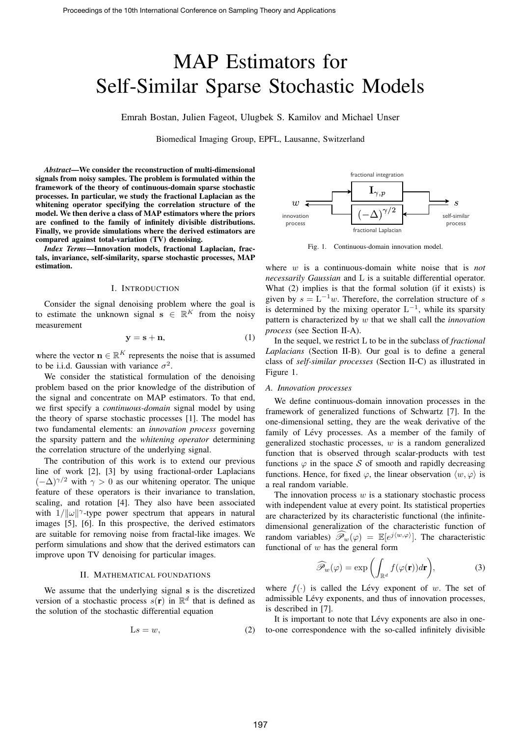# MAP Estimators for Self-Similar Sparse Stochastic Models

Emrah Bostan, Julien Fageot, Ulugbek S. Kamilov and Michael Unser

Biomedical Imaging Group, EPFL, Lausanne, Switzerland

***Abstract*—We consider the reconstruction of multi-dimensional signals from noisy samples. The problem is formulated within the framework of the theory of continuous-domain sparse stochastic processes. In particular, we study the fractional Laplacian as the whitening operator specifying the correlation structure of the model. We then derive a class of MAP estimators where the priors are confined to the family of infinitely divisible distributions. Finally, we provide simulations where the derived estimators are compared against total-variation (TV) denoising.**

***Index Terms*—Innovation models, fractional Laplacian, fractals, invariance, self-similarity, sparse stochastic processes, MAP estimation.**

## I. Introduction

Consider the signal denoising problem where the goal is to estimate the unknown signal $\mathbf{s} \in \mathbb{R}^K$ from the noisy measurement

$$\mathbf{y} = \mathbf{s} + \mathbf{n}, \tag{1}$$

where the vector $\mathbf{n} \in \mathbb{R}^K$ represents the noise that is assumed to be i.i.d. Gaussian with variance $\sigma^2$.

We consider the statistical formulation of the denoising problem based on the prior knowledge of the distribution of the signal and concentrate on MAP estimators. To that end, we first specify a *continuous-domain* signal model by using the theory of sparse stochastic processes [1]. The model has two fundamental elements: an *innovation process* governing the sparsity pattern and the *whitening operator* determining the correlation structure of the underlying signal.

The contribution of this work is to extend our previous line of work [2], [3] by using fractional-order Laplacians $(-\Delta)^{\gamma/2}$ with $\gamma > 0$ as our whitening operator. The unique feature of these operators is their invariance to translation, scaling, and rotation [4]. They also have been associated with $1/\|\omega\|^\gamma$-type power spectrum that appears in natural images [5], [6]. In this prospective, the derived estimators are suitable for removing noise from fractal-like images. We perform simulations and show that the derived estimators can improve upon TV denoising for particular images.

## II. Mathematical foundations

We assume that the underlying signal $\mathbf{s}$ is the discretized version of a stochastic process $s(\mathbf{r})$ in $\mathbb{R}^d$ that is defined as the solution of the stochastic differential equation

$$\mathrm{L}s = w, \tag{2}$$

Fig. 1. Continuous-domain innovation model.

where $w$ is a continuous-domain white noise that is *not necessarily Gaussian* and $\mathrm{L}$ is a suitable differential operator. What (2) implies is that the formal solution (if it exists) is given by $s = \mathrm{L}^{-1}w$. Therefore, the correlation structure of $s$ is determined by the mixing operator $\mathrm{L}^{-1}$, while its sparsity pattern is characterized by $w$ that we shall call the *innovation process* (see Section II-A).

In the sequel, we restrict $\mathrm{L}$ to be in the subclass of *fractional Laplacians* (Section II-B). Our goal is to define a general class of *self-similar processes* (Section II-C) as illustrated in Figure 1.

### A. Innovation processes

We define continuous-domain innovation processes in the framework of generalized functions of Schwartz [7]. In the one-dimensional setting, they are the weak derivative of the family of Lévy processes. As a member of the family of generalized stochastic processes, $w$ is a random generalized function that is observed through scalar-products with test functions $\varphi$ in the space $\mathcal{S}$ of smooth and rapidly decreasing functions. Hence, for fixed $\varphi$, the linear observation $\langle w, \varphi \rangle$ is a real random variable.

The innovation process $w$ is a stationary stochastic process with independent value at every point. Its statistical properties are characterized by its characteristic functional (the infinite-dimensional generalization of the characteristic function of random variables) $\widehat{\mathscr{P}}_w(\varphi) = \mathbb{E}[e^{j\langle w, \varphi \rangle}]$. The characteristic functional of $w$ has the general form

$$\widehat{\mathscr{P}}_w(\varphi) = \exp\left(\int_{\mathbb{R}^d} f(\varphi(\mathbf{r}))d\mathbf{r}\right), \tag{3}$$

where $f(\cdot)$ is called the Lévy exponent of $w$. The set of admissible Lévy exponents, and thus of innovation processes, is described in [7].

It is important to note that Lévy exponents are also in one-to-one correspondence with the so-called infinitely divisible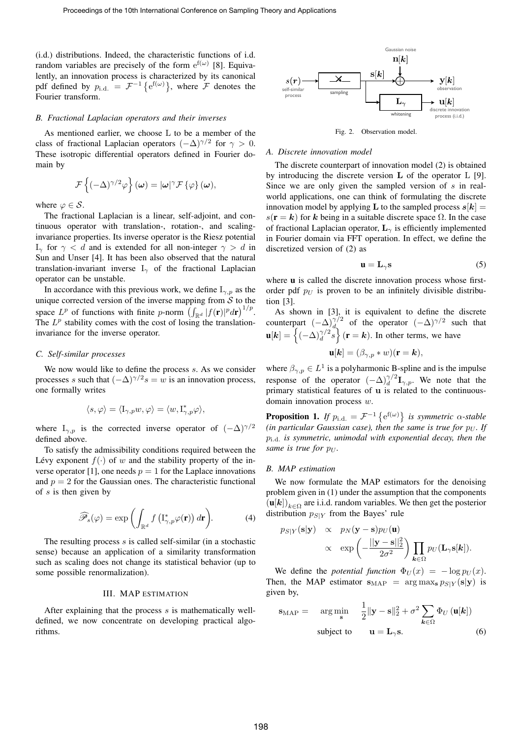(i.d.) distributions. Indeed, the characteristic functions of i.d. random variables are precisely of the form $\mathrm{e}^{\mathrm{f}(\omega)}$ [8]. Equivalently, an innovation process is characterized by its canonical pdf defined by $p_{\mathrm{i.d.}} = \mathcal{F}^{-1}\left\{\mathrm{e}^{\mathrm{f}(\omega)}\right\}$, where $\mathcal{F}$ denotes the Fourier transform.

### B. Fractional Laplacian operators and their inverses

As mentioned earlier, we choose L to be a member of the class of fractional Laplacian operators $(-\Delta)^{\gamma/2}$ for $\gamma > 0$. These isotropic differential operators defined in Fourier domain by

$$\mathcal{F}\left\{(-\Delta)^{\gamma/2}\varphi\right\}(\boldsymbol{\omega}) = |\boldsymbol{\omega}|^{\gamma}\mathcal{F}\left\{\varphi\right\}(\boldsymbol{\omega}),$$

where $\varphi \in \mathcal{S}$.

The fractional Laplacian is a linear, self-adjoint, and continuous operator with translation-, rotation-, and scaling-invariance properties. Its inverse operator is the Riesz potential $\mathrm{I}_\gamma$ for $\gamma < d$ and is extended for all non-integer $\gamma > d$ in Sun and Unser [4]. It has been also observed that the natural translation-invariant inverse $\mathrm{I}_\gamma$ of the fractional Laplacian operator can be unstable.

In accordance with this previous work, we define $\mathrm{I}_{\gamma,p}$ as the unique corrected version of the inverse mapping from $\mathcal{S}$ to the space $L^p$ of functions with finite $p$-norm $\left(\int_{\mathbb{R}^d}|f(\mathbf{r})|^p d\mathbf{r}\right)^{1/p}$. The $L^p$ stability comes with the cost of losing the translation-invariance for the inverse operator.

### C. Self-similar processes

We now would like to define the process $s$. As we consider processes $s$ such that $(-\Delta)^{\gamma/2}s = w$ is an innovation process, one formally writes

$$\langle s, \varphi\rangle = \langle \mathrm{I}_{\gamma,p}w, \varphi\rangle = \langle w, \mathrm{I}^*_{\gamma,p}\varphi\rangle,$$

where $\mathrm{I}_{\gamma,p}$ is the corrected inverse operator of $(-\Delta)^{\gamma/2}$ defined above.

To satisfy the admissibility conditions required between the Lévy exponent $f(\cdot)$ of $w$ and the stability property of the inverse operator [1], one needs $p = 1$ for the Laplace innovations and $p = 2$ for the Gaussian ones. The characteristic functional of $s$ is then given by

$$\widehat{\mathscr{P}}_s(\varphi) = \exp\left(\int_{\mathbb{R}^d} f\left(\mathrm{I}^*_{\gamma,p}\varphi(\mathbf{r})\right) d\mathbf{r}\right). \tag{4}$$

The resulting process $s$ is called self-similar (in a stochastic sense) because an application of a similarity transformation such as scaling does not change its statistical behavior (up to some possible renormalization).

## III. MAP ESTIMATION

After explaining that the process $s$ is mathematically well-defined, we now concentrate on developing practical algorithms.

Fig. 2. Observation model.

### A. Discrete innovation model

The discrete counterpart of innovation model (2) is obtained by introducing the discrete version $\mathbf{L}$ of the operator L [9]. Since we are only given the sampled version of $s$ in real-world applications, one can think of formulating the discrete innovation model by applying $\mathbf{L}$ to the sampled process $\boldsymbol{s}[\boldsymbol{k}] = s(\mathbf{r} = \boldsymbol{k})$ for $\boldsymbol{k}$ being in a suitable discrete space $\Omega$. In the case of fractional Laplacian operator, $\mathbf{L}_\gamma$ is efficiently implemented in Fourier domain via FFT operation. In effect, we define the discretized version of (2) as

$$\mathbf{u} = \mathbf{L}_\gamma \mathbf{s} \tag{5}$$

where $\mathbf{u}$ is called the discrete innovation process whose first-order pdf $p_U$ is proven to be an infinitely divisible distribution [3].

As shown in [3], it is equivalent to define the discrete counterpart $(-\Delta)^{\gamma/2}_d$ of the operator $(-\Delta)^{\gamma/2}$ such that $\mathbf{u}[\boldsymbol{k}] = \left\{(-\Delta)^{\gamma/2}_d s\right\}(\mathbf{r} = \boldsymbol{k})$. In other terms, we have

$$\mathbf{u}[\boldsymbol{k}] = (\beta_{\gamma,p} * w)(\mathbf{r} = \boldsymbol{k}),$$

where $\beta_{\gamma,p} \in L^1$ is a polyharmonic B-spline and is the impulse response of the operator $(-\Delta)^{\gamma/2}_d \mathbf{I}_{\gamma,p}$. We note that the primary statistical features of $\mathbf{u}$ is related to the continuous-domain innovation process $w$.

**Proposition 1.** *If $p_{\mathrm{i.d.}} = \mathcal{F}^{-1}\left\{\mathrm{e}^{\mathrm{f}(\omega)}\right\}$ is symmetric $\alpha$-stable (in particular Gaussian case), then the same is true for $p_U$. If $p_{\mathrm{i.d.}}$ is symmetric, unimodal with exponential decay, then the same is true for $p_U$.*

### B. MAP estimation

We now formulate the MAP estimators for the denoising problem given in (1) under the assumption that the components $(\mathbf{u}[\boldsymbol{k}])_{\boldsymbol{k}\in\Omega}$ are i.i.d. random variables. We then get the posterior distribution $p_{S|Y}$ from the Bayes' rule

$$\begin{aligned} p_{S|Y}(\mathbf{s}|\mathbf{y}) &\propto p_N(\mathbf{y}-\mathbf{s})p_U(\mathbf{u}) \\ &\propto \exp\left(-\frac{\|\mathbf{y}-\mathbf{s}\|_2^2}{2\sigma^2}\right)\prod_{\boldsymbol{k}\in\Omega} p_U(\mathbf{L}_\gamma \mathbf{s}[\boldsymbol{k}]). \end{aligned}$$

We define the *potential function* $\Phi_U(x) = -\log p_U(x)$. Then, the MAP estimator $\mathbf{s}_{\mathrm{MAP}} = \arg\max_{\mathbf{s}} p_{S|Y}(\mathbf{s}|\mathbf{y})$ is given by,

$$\begin{aligned} \mathbf{s}_{\mathrm{MAP}} = \quad & \arg\min_{\mathbf{s}} \quad \frac{1}{2}\|\mathbf{y}-\mathbf{s}\|_2^2 + \sigma^2\sum_{\boldsymbol{k}\in\Omega}\Phi_U\left(\mathbf{u}[\boldsymbol{k}]\right) \\ & \text{subject to} \qquad \mathbf{u} = \mathbf{L}_\gamma \mathbf{s}. \end{aligned} \tag{6}$$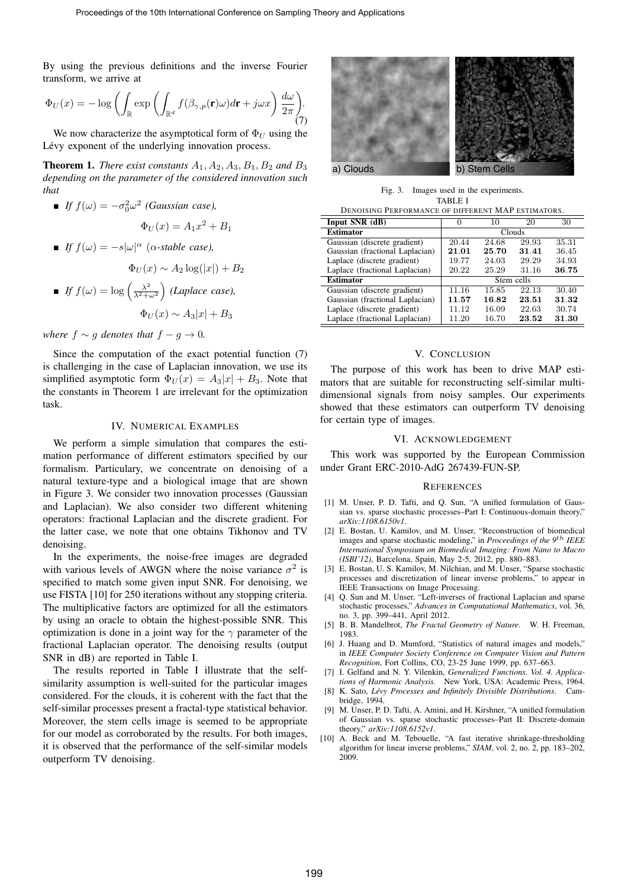By using the previous definitions and the inverse Fourier transform, we arrive at

$$\Phi_U(x) = -\log\left(\int_{\mathbb{R}} \exp\left(\int_{\mathbb{R}^d} f(\beta_{\gamma,p}(\mathbf{r})\omega)d\mathbf{r} + j\omega x\right)\frac{d\omega}{2\pi}\right). \tag{7}$$

We now characterize the asymptotical form of $\Phi_U$ using the Lévy exponent of the underlying innovation process.

**Theorem 1.** *There exist constants $A_1, A_2, A_3, B_1, B_2$ and $B_3$ depending on the parameter of the considered innovation such that*

- *If $f(\omega) = -\sigma_0^2\omega^2$ (Gaussian case),*
$$\Phi_U(x) = A_1x^2 + B_1$$
- *If $f(\omega) = -s|\omega|^\alpha$ ($\alpha$-stable case),*
$$\Phi_U(x) \sim A_2\log(|x|) + B_2$$
- *If $f(\omega) = \log\left(\frac{\lambda^2}{\lambda^2+\omega^2}\right)$ (Laplace case),*
$$\Phi_U(x) \sim A_3|x| + B_3$$

*where $f \sim g$ denotes that $f - g \to 0$.*

Since the computation of the exact potential function (7) is challenging in the case of Laplacian innovation, we use its simplified asymptotic form $\Phi_U(x) = A_3|x| + B_3$. Note that the constants in Theorem 1 are irrelevant for the optimization task.

## IV. Numerical Examples

We perform a simple simulation that compares the estimation performance of different estimators specified by our formalism. Particulary, we concentrate on denoising of a natural texture-type and a biological image that are shown in Figure 3. We consider two innovation processes (Gaussian and Laplacian). We also consider two different whitening operators: fractional Laplacian and the discrete gradient. For the latter case, we note that one obtains Tikhonov and TV denoising.

In the experiments, the noise-free images are degraded with various levels of AWGN where the noise variance $\sigma^2$ is specified to match some given input SNR. For denoising, we use FISTA [10] for 250 iterations without any stopping criteria. The multiplicative factors are optimized for all the estimators by using an oracle to obtain the highest-possible SNR. This optimization is done in a joint way for the $\gamma$ parameter of the fractional Laplacian operator. The denoising results (output SNR in dB) are reported in Table I.

The results reported in Table I illustrate that the self-similarity assumption is well-suited for the particular images considered. For the clouds, it is coherent with the fact that the self-similar processes present a fractal-type statistical behavior. Moreover, the stem cells image is seemed to be appropriate for our model as corroborated by the results. For both images, it is observed that the performance of the self-similar models outperform TV denoising.

a) Clouds b) Stem Cells

Fig. 3. Images used in the experiments.

TABLE I
Denoising Performance of different MAP estimators.

| Input SNR (dB) | 0 | 10 | 20 | 30 |
|---|---|---|---|---|
| **Estimator** | Clouds | | | |
| Gaussian (discrete gradient) | 20.44 | 24.68 | 29.93 | 35.31 |
| Gaussian (fractional Laplacian) | **21.01** | **25.70** | **31.41** | 36.45 |
| Laplace (discrete gradient) | 19.77 | 24.03 | 29.29 | 34.93 |
| Laplace (fractional Laplacian) | 20.22 | 25.29 | 31.16 | **36.75** |
| **Estimator** | Stem cells | | | |
| Gaussian (discrete gradient) | 11.16 | 15.85 | 22.13 | 30.40 |
| Gaussian (fractional Laplacian) | **11.57** | **16.82** | **23.51** | **31.32** |
| Laplace (discrete gradient) | 11.12 | 16.09 | 22.63 | 30.74 |
| Laplace (fractional Laplacian) | 11.20 | 16.70 | **23.52** | **31.30** |

## V. Conclusion

The purpose of this work has been to drive MAP estimators that are suitable for reconstructing self-similar multi-dimensional signals from noisy samples. Our experiments showed that these estimators can outperform TV denoising for certain type of images.

## VI. Acknowledgement

This work was supported by the European Commission under Grant ERC-2010-AdG 267439-FUN-SP.

## References

[1] M. Unser, P. D. Tafti, and Q. Sun, "A unified formulation of Gaussian vs. sparse stochastic processes–Part I: Continuous-domain theory," *arXiv:1108.6150v1*.

[2] E. Bostan, U. Kamilov, and M. Unser, "Reconstruction of biomedical images and sparse stochastic modeling," in *Proceedings of the 9$^{th}$ IEEE International Symposium on Biomedical Imaging: From Nano to Macro (ISBI'12)*, Barcelona, Spain, May 2-5, 2012, pp. 880–883.

[3] E. Bostan, U. S. Kamilov, M. Nilchian, and M. Unser, "Sparse stochastic processes and discretization of linear inverse problems," to appear in IEEE Transactions on Image Processing.

[4] Q. Sun and M. Unser, "Left-inverses of fractional Laplacian and sparse stochastic processes," *Advances in Computational Mathematics*, vol. 36, no. 3, pp. 399–441, April 2012.

[5] B. B. Mandelbrot, *The Fractal Geometry of Nature*. W. H. Freeman, 1983.

[6] J. Huang and D. Mumford, "Statistics of natural images and models," in *IEEE Computer Society Conference on Computer Vision and Pattern Recognition*, Fort Collins, CO, 23-25 June 1999, pp. 637–663.

[7] I. Gelfand and N. Y. Vilenkin, *Generalized Functions. Vol. 4. Applications of Harmonic Analysis.* New York, USA: Academic Press, 1964.

[8] K. Sato, *Lévy Processes and Infinitely Divisible Distributions*. Cambridge, 1994.

[9] M. Unser, P. D. Tafti, A. Amini, and H. Kirshner, "A unified formulation of Gaussian vs. sparse stochastic processes–Part II: Discrete-domain theory," *arXiv:1108.6152v1*.

[10] A. Beck and M. Tebouelle, "A fast iterative shrinkage-thresholding algorithm for linear inverse problems," *SIAM*, vol. 2, no. 2, pp. 183–202, 2009.